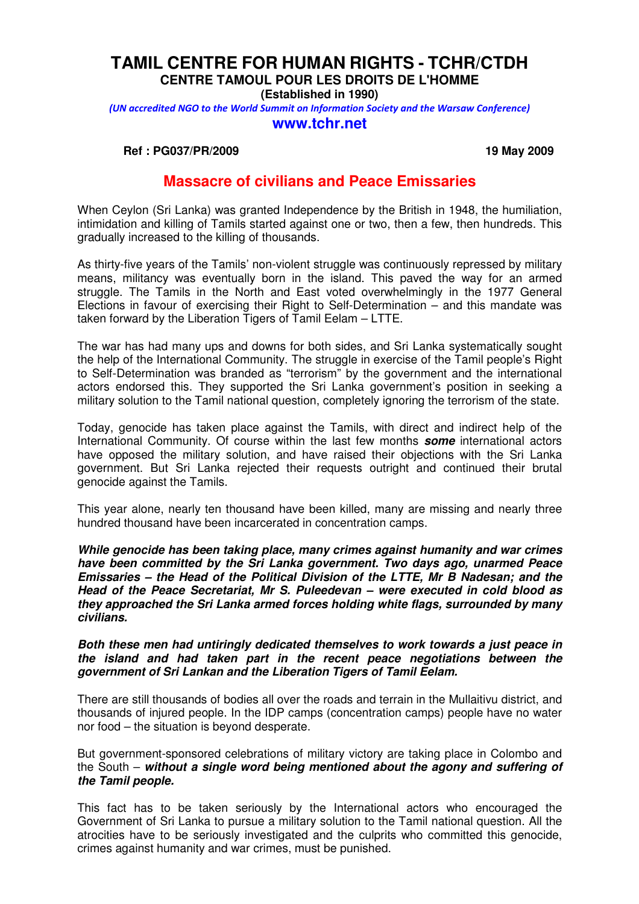# TAMIL CENTRE FOR HUMAN RIGHTS - TCHR/CTDH

**CENTRE TAMOUL POUR LES DROITS DE L'HOMME**

**(Established in 1990)**

*(UN accredited NGO to the World Summit on Information Society and the Warsaw Conference)*

**www.tchr.net**

**Ref : PG037/PR/2009** **19 May 2009**

## Massacre of civilians and Peace Emissaries

When Ceylon (Sri Lanka) was granted Independence by the British in 1948, the humiliation, intimidation and killing of Tamils started against one or two, then a few, then hundreds. This gradually increased to the killing of thousands.

As thirty-five years of the Tamils' non-violent struggle was continuously repressed by military means, militancy was eventually born in the island. This paved the way for an armed struggle. The Tamils in the North and East voted overwhelmingly in the 1977 General Elections in favour of exercising their Right to Self-Determination – and this mandate was taken forward by the Liberation Tigers of Tamil Eelam – LTTE.

The war has had many ups and downs for both sides, and Sri Lanka systematically sought the help of the International Community. The struggle in exercise of the Tamil people's Right to Self-Determination was branded as "terrorism" by the government and the international actors endorsed this. They supported the Sri Lanka government's position in seeking a military solution to the Tamil national question, completely ignoring the terrorism of the state.

Today, genocide has taken place against the Tamils, with direct and indirect help of the International Community. Of course within the last few months ***some*** international actors have opposed the military solution, and have raised their objections with the Sri Lanka government. But Sri Lanka rejected their requests outright and continued their brutal genocide against the Tamils.

This year alone, nearly ten thousand have been killed, many are missing and nearly three hundred thousand have been incarcerated in concentration camps.

***While genocide has been taking place, many crimes against humanity and war crimes have been committed by the Sri Lanka government. Two days ago, unarmed Peace Emissaries – the Head of the Political Division of the LTTE, Mr B Nadesan; and the Head of the Peace Secretariat, Mr S. Puleedevan – were executed in cold blood as they approached the Sri Lanka armed forces holding white flags, surrounded by many civilians.***

***Both these men had untiringly dedicated themselves to work towards a just peace in the island and had taken part in the recent peace negotiations between the government of Sri Lankan and the Liberation Tigers of Tamil Eelam.***

There are still thousands of bodies all over the roads and terrain in the Mullaitivu district, and thousands of injured people. In the IDP camps (concentration camps) people have no water nor food – the situation is beyond desperate.

But government-sponsored celebrations of military victory are taking place in Colombo and the South – ***without a single word being mentioned about the agony and suffering of the Tamil people.***

This fact has to be taken seriously by the International actors who encouraged the Government of Sri Lanka to pursue a military solution to the Tamil national question. All the atrocities have to be seriously investigated and the culprits who committed this genocide, crimes against humanity and war crimes, must be punished.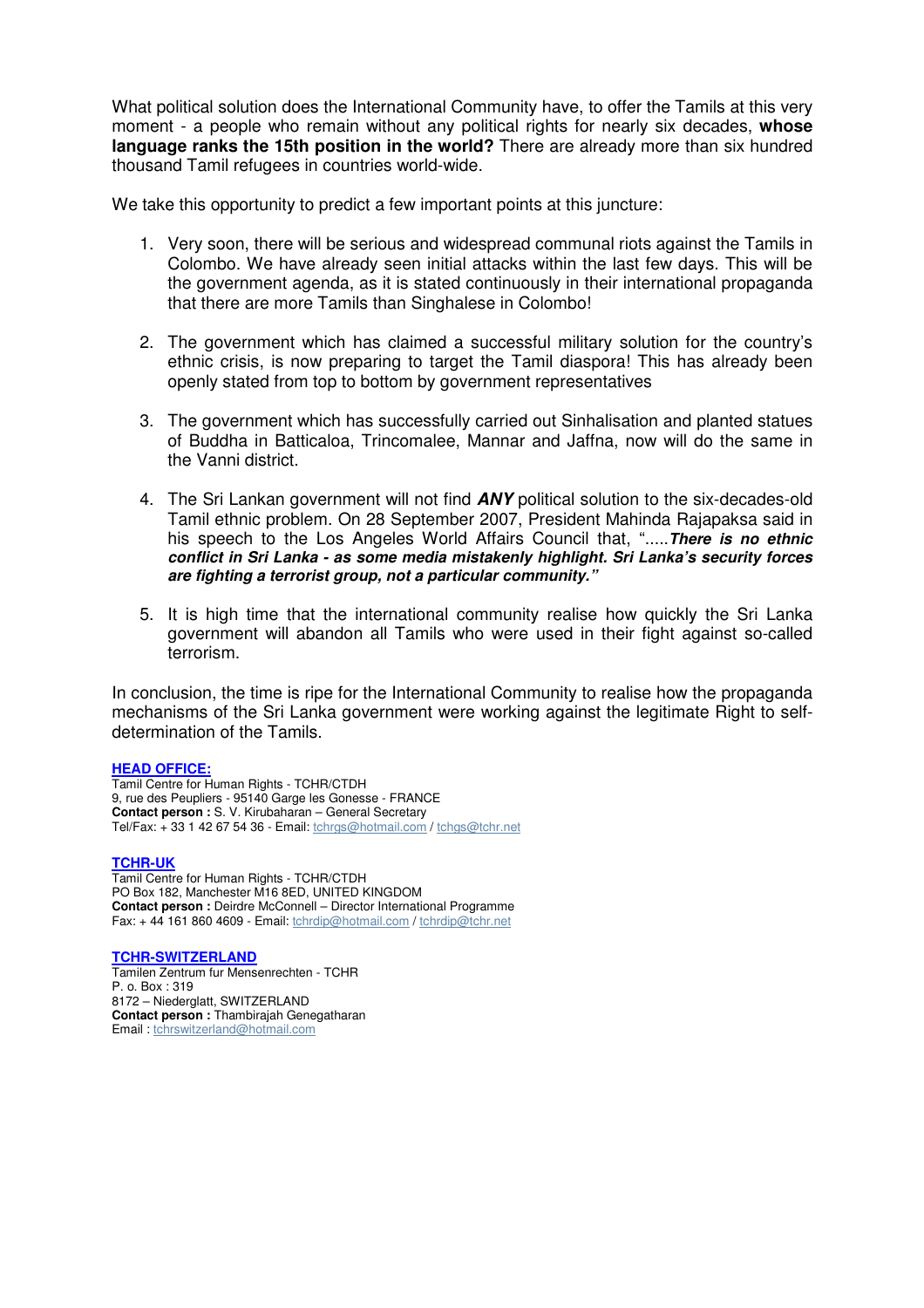What political solution does the International Community have, to offer the Tamils at this very moment - a people who remain without any political rights for nearly six decades, **whose language ranks the 15th position in the world?** There are already more than six hundred thousand Tamil refugees in countries world-wide.

We take this opportunity to predict a few important points at this juncture:

1. Very soon, there will be serious and widespread communal riots against the Tamils in Colombo. We have already seen initial attacks within the last few days. This will be the government agenda, as it is stated continuously in their international propaganda that there are more Tamils than Singhalese in Colombo!

2. The government which has claimed a successful military solution for the country's ethnic crisis, is now preparing to target the Tamil diaspora! This has already been openly stated from top to bottom by government representatives

3. The government which has successfully carried out Sinhalisation and planted statues of Buddha in Batticaloa, Trincomalee, Mannar and Jaffna, now will do the same in the Vanni district.

4. The Sri Lankan government will not find ***ANY*** political solution to the six-decades-old Tamil ethnic problem. On 28 September 2007, President Mahinda Rajapaksa said in his speech to the Los Angeles World Affairs Council that, "*****There is no ethnic conflict in Sri Lanka - as some media mistakenly highlight. Sri Lanka's security forces are fighting a terrorist group, not a particular community."***

5. It is high time that the international community realise how quickly the Sri Lanka government will abandon all Tamils who were used in their fight against so-called terrorism.

In conclusion, the time is ripe for the International Community to realise how the propaganda mechanisms of the Sri Lanka government were working against the legitimate Right to self-determination of the Tamils.

**HEAD OFFICE:**
Tamil Centre for Human Rights - TCHR/CTDH
9, rue des Peupliers - 95140 Garge les Gonesse - FRANCE
**Contact person :** S. V. Kirubaharan – General Secretary
Tel/Fax: + 33 1 42 67 54 36 - Email: tchrgs@hotmail.com / tchgs@tchr.net

**TCHR-UK**
Tamil Centre for Human Rights - TCHR/CTDH
PO Box 182, Manchester M16 8ED, UNITED KINGDOM
**Contact person :** Deirdre McConnell – Director International Programme
Fax: + 44 161 860 4609 - Email: tchrdip@hotmail.com / tchrdip@tchr.net

**TCHR-SWITZERLAND**
Tamilen Zentrum fur Mensenrechten - TCHR
P. o. Box : 319
8172 – Niederglatt, SWITZERLAND
**Contact person :** Thambirajah Genegatharan
Email : tchrswitzerland@hotmail.com